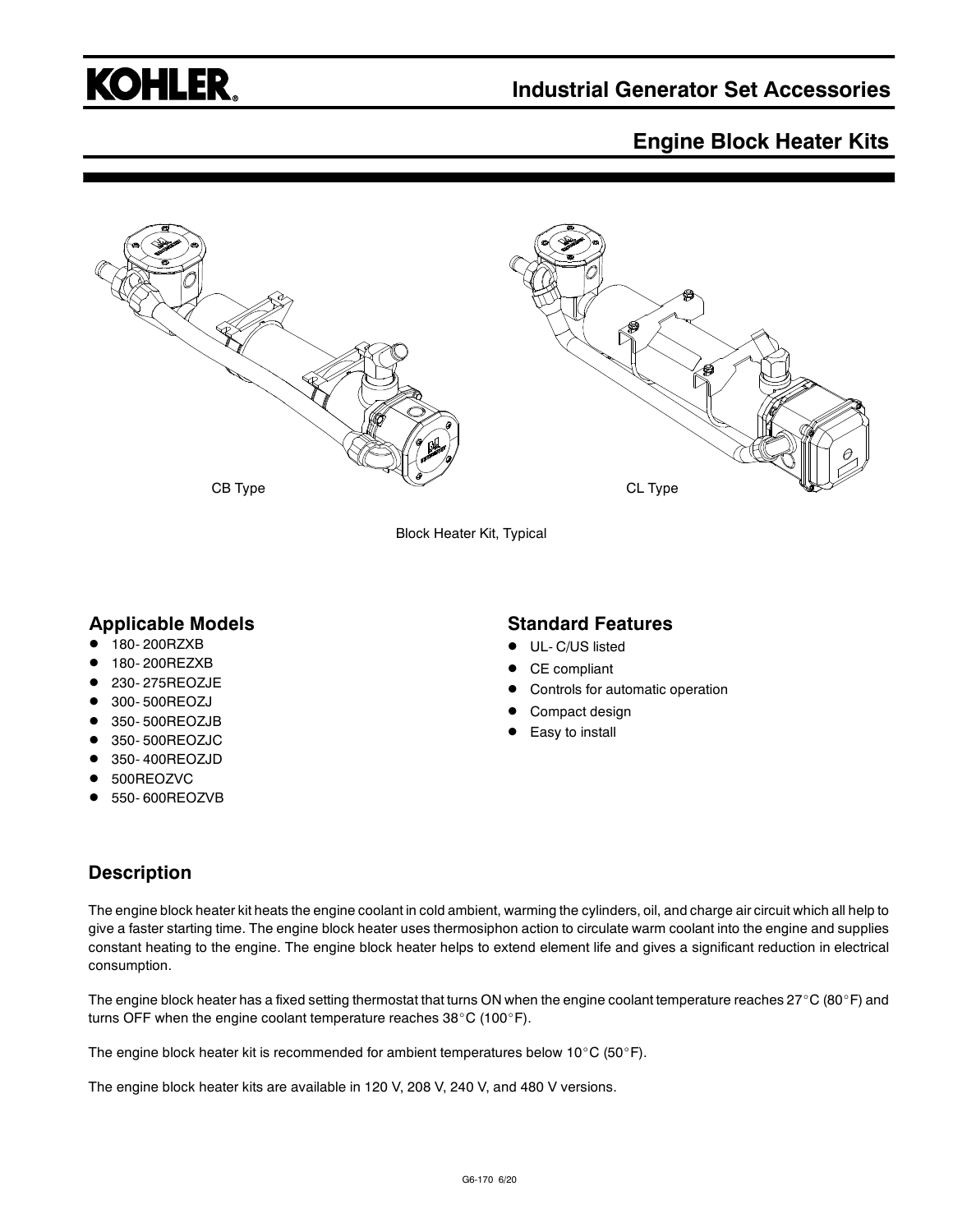# KOHLER.

## Industrial Generator Set Accessories

## Engine Block Heater Kits

CB Type

CL Type

Block Heater Kit, Typical

### Applicable Models

- 180- 200RZXB
- 180- 200REZXB
- 230- 275REOZJE
- 300- 500REOZJ
- 350- 500REOZJB
- 350- 500REOZJC
- 350- 400REOZJD
- 500REOZVC
- 550- 600REOZVB

### Standard Features

- UL- C/US listed
- CE compliant
- Controls for automatic operation
- Compact design
- Easy to install

### Description

The engine block heater kit heats the engine coolant in cold ambient, warming the cylinders, oil, and charge air circuit which all help to give a faster starting time. The engine block heater uses thermosiphon action to circulate warm coolant into the engine and supplies constant heating to the engine. The engine block heater helps to extend element life and gives a significant reduction in electrical consumption.

The engine block heater has a fixed setting thermostat that turns ON when the engine coolant temperature reaches 27°C (80°F) and turns OFF when the engine coolant temperature reaches 38°C (100°F).

The engine block heater kit is recommended for ambient temperatures below 10°C (50°F).

The engine block heater kits are available in 120 V, 208 V, 240 V, and 480 V versions.

G6-170 6/20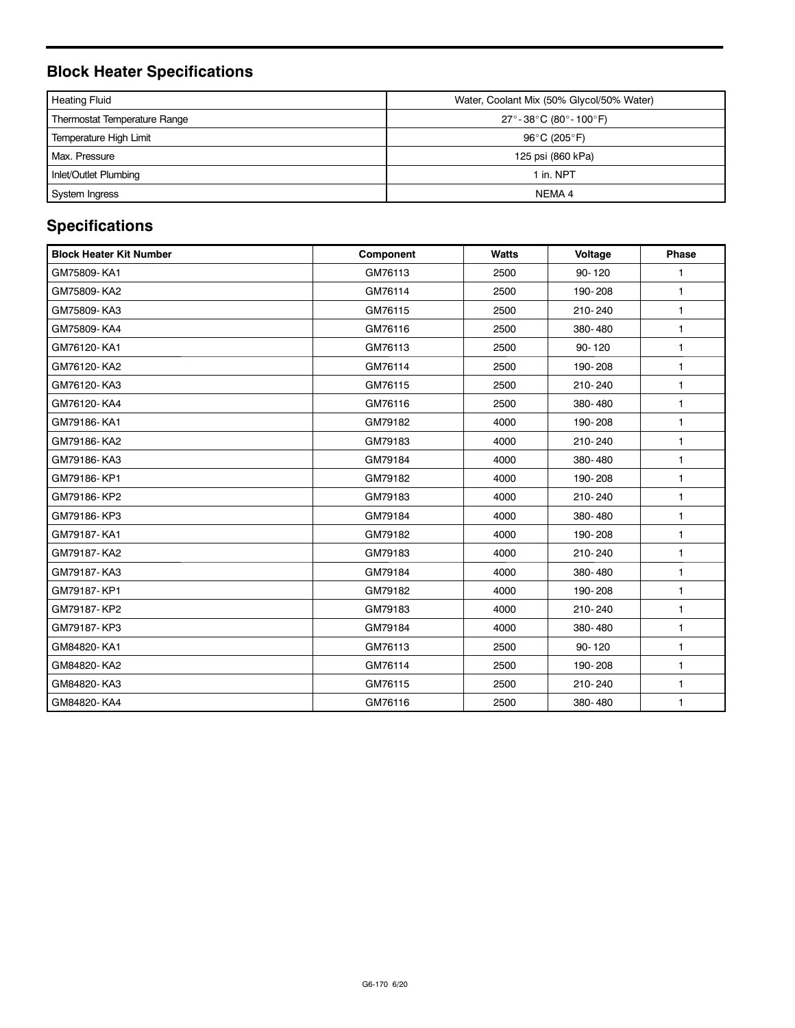## Block Heater Specifications

| | |
|---|---|
| Heating Fluid | Water, Coolant Mix (50% Glycol/50% Water) |
| Thermostat Temperature Range | 27°- 38°C (80°- 100°F) |
| Temperature High Limit | 96°C (205°F) |
| Max. Pressure | 125 psi (860 kPa) |
| Inlet/Outlet Plumbing | 1 in. NPT |
| System Ingress | NEMA 4 |

## Specifications

| Block Heater Kit Number | Component | Watts | Voltage | Phase |
|---|---|---|---|---|
| GM75809- KA1 | GM76113 | 2500 | 90- 120 | 1 |
| GM75809- KA2 | GM76114 | 2500 | 190- 208 | 1 |
| GM75809- KA3 | GM76115 | 2500 | 210- 240 | 1 |
| GM75809- KA4 | GM76116 | 2500 | 380- 480 | 1 |
| GM76120- KA1 | GM76113 | 2500 | 90- 120 | 1 |
| GM76120- KA2 | GM76114 | 2500 | 190- 208 | 1 |
| GM76120- KA3 | GM76115 | 2500 | 210- 240 | 1 |
| GM76120- KA4 | GM76116 | 2500 | 380- 480 | 1 |
| GM79186- KA1 | GM79182 | 4000 | 190- 208 | 1 |
| GM79186- KA2 | GM79183 | 4000 | 210- 240 | 1 |
| GM79186- KA3 | GM79184 | 4000 | 380- 480 | 1 |
| GM79186- KP1 | GM79182 | 4000 | 190- 208 | 1 |
| GM79186- KP2 | GM79183 | 4000 | 210- 240 | 1 |
| GM79186- KP3 | GM79184 | 4000 | 380- 480 | 1 |
| GM79187- KA1 | GM79182 | 4000 | 190- 208 | 1 |
| GM79187- KA2 | GM79183 | 4000 | 210- 240 | 1 |
| GM79187- KA3 | GM79184 | 4000 | 380- 480 | 1 |
| GM79187- KP1 | GM79182 | 4000 | 190- 208 | 1 |
| GM79187- KP2 | GM79183 | 4000 | 210- 240 | 1 |
| GM79187- KP3 | GM79184 | 4000 | 380- 480 | 1 |
| GM84820- KA1 | GM76113 | 2500 | 90- 120 | 1 |
| GM84820- KA2 | GM76114 | 2500 | 190- 208 | 1 |
| GM84820- KA3 | GM76115 | 2500 | 210- 240 | 1 |
| GM84820- KA4 | GM76116 | 2500 | 380- 480 | 1 |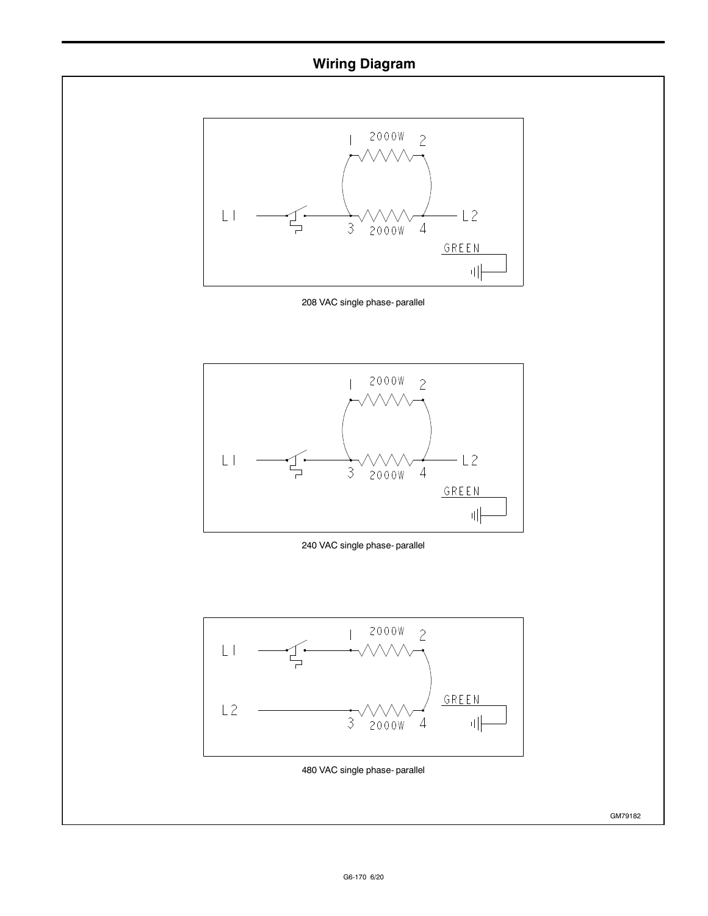## Wiring Diagram

1 2000W 2

L1 L2

3 2000W 4

GREEN

208 VAC single phase- parallel

1 2000W 2

L1 L2

3 2000W 4

GREEN

240 VAC single phase- parallel

1 2000W 2

L1

GREEN

L2

3 2000W 4

480 VAC single phase- parallel

GM79182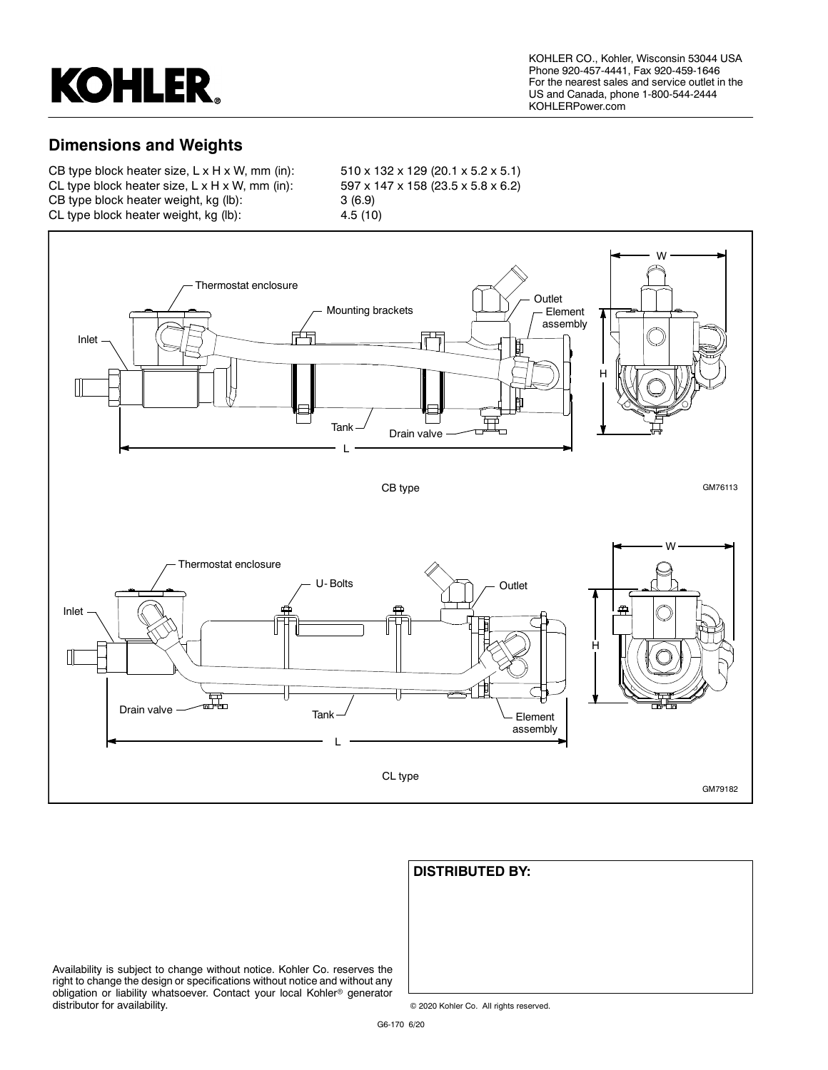KOHLER CO., Kohler, Wisconsin 53044 USA
Phone 920-457-4441, Fax 920-459-1646
For the nearest sales and service outlet in the US and Canada, phone 1-800-544-2444
KOHLERPower.com

## Dimensions and Weights

| | |
|---|---|
| CB type block heater size, L x H x W, mm (in): | 510 x 132 x 129 (20.1 x 5.2 x 5.1) |
| CL type block heater size, L x H x W, mm (in): | 597 x 147 x 158 (23.5 x 5.8 x 6.2) |
| CB type block heater weight, kg (lb): | 3 (6.9) |
| CL type block heater weight, kg (lb): | 4.5 (10) |

Thermostat enclosure
Mounting brackets
Outlet
Element assembly
Inlet
Tank
Drain valve
L
W
H

CB type

GM76113

Thermostat enclosure
U- Bolts
Outlet
Inlet
Drain valve
Tank
Element assembly
L
W
H

CL type

GM79182

**DISTRIBUTED BY:**

Availability is subject to change without notice. Kohler Co. reserves the right to change the design or specifications without notice and without any obligation or liability whatsoever. Contact your local Kohler® generator distributor for availability.

© 2020 Kohler Co. All rights reserved.

G6-170 6/20